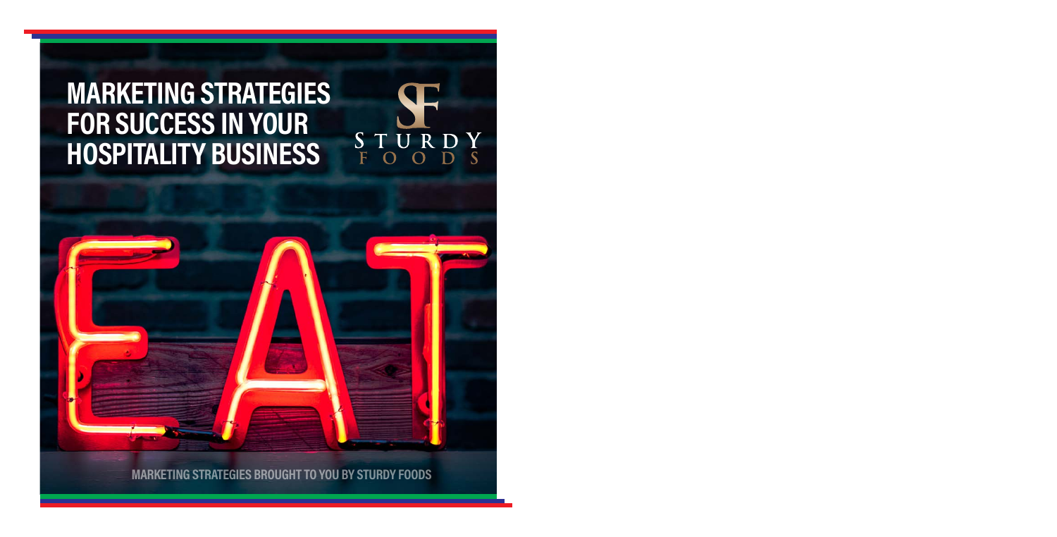# MARKETING STRATEGIES FOR SUCCESS IN YOUR HOSPITALITY BUSINESS

STURDY FOODS

MARKETING STRATEGIES BROUGHT TO YOU BY STURDY FOODS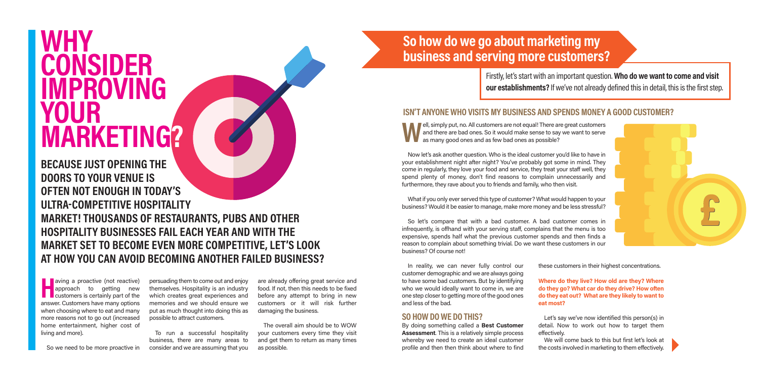# WHY CONSIDER IMPROVING YOUR MARKETING?

## BECAUSE JUST OPENING THE DOORS TO YOUR VENUE IS OFTEN NOT ENOUGH IN TODAY'S ULTRA-COMPETITIVE HOSPITALITY MARKET! THOUSANDS OF RESTAURANTS, PUBS AND OTHER HOSPITALITY BUSINESSES FAIL EACH YEAR AND WITH THE MARKET SET TO BECOME EVEN MORE COMPETITIVE, LET'S LOOK AT HOW YOU CAN AVOID BECOMING ANOTHER FAILED BUSINESS?

Having a proactive (not reactive) approach to getting new customers is certainly part of the answer. Customers have many options when choosing where to eat and many more reasons not to go out (increased home entertainment, higher cost of living and more).

So we need to be more proactive in persuading them to come out and enjoy themselves. Hospitality is an industry which creates great experiences and memories and we should ensure we put as much thought into doing this as possible to attract customers.

To run a successful hospitality business, there are many areas to consider and we are assuming that you are already offering great service and food. If not, then this needs to be fixed before any attempt to bring in new customers or it will risk further damaging the business.

The overall aim should be to WOW your customers every time they visit and get them to return as many times as possible.

## So how do we go about marketing my business and serving more customers?

Firstly, let's start with an important question. **Who do we want to come and visit our establishments?** If we've not already defined this in detail, this is the first step.

### ISN'T ANYONE WHO VISITS MY BUSINESS AND SPENDS MONEY A GOOD CUSTOMER?

Well, simply put, no. All customers are not equal! There are great customers and there are bad ones. So it would make sense to say we want to serve as many good ones and as few bad ones as possible?

Now let's ask another question. Who is the ideal customer you'd like to have in your establishment night after night? You've probably got some in mind. They come in regularly, they love your food and service, they treat your staff well, they spend plenty of money, don't find reasons to complain unnecessarily and furthermore, they rave about you to friends and family, who then visit.

What if you only ever served this type of customer? What would happen to your business? Would it be easier to manage, make more money and be less stressful?

So let's compare that with a bad customer. A bad customer comes in infrequently, is offhand with your serving staff, complains that the menu is too expensive, spends half what the previous customer spends and then finds a reason to complain about something trivial. Do we want these customers in our business? Of course not!

In reality, we can never fully control our customer demographic and we are always going to have some bad customers. But by identifying who we would ideally want to come in, we are one step closer to getting more of the good ones and less of the bad.

### SO HOW DO WE DO THIS?

By doing something called a **Best Customer Assessment**. This is a relatively simple process whereby we need to create an ideal customer profile and then then think about where to find these customers in their highest concentrations.

**Where do they live? How old are they? Where do they go? What car do they drive? How often do they eat out? What are they likely to want to eat most?**

Let's say we've now identified this person(s) in detail. Now to work out how to target them effectively.

We will come back to this but first let's look at the costs involved in marketing to them effectively.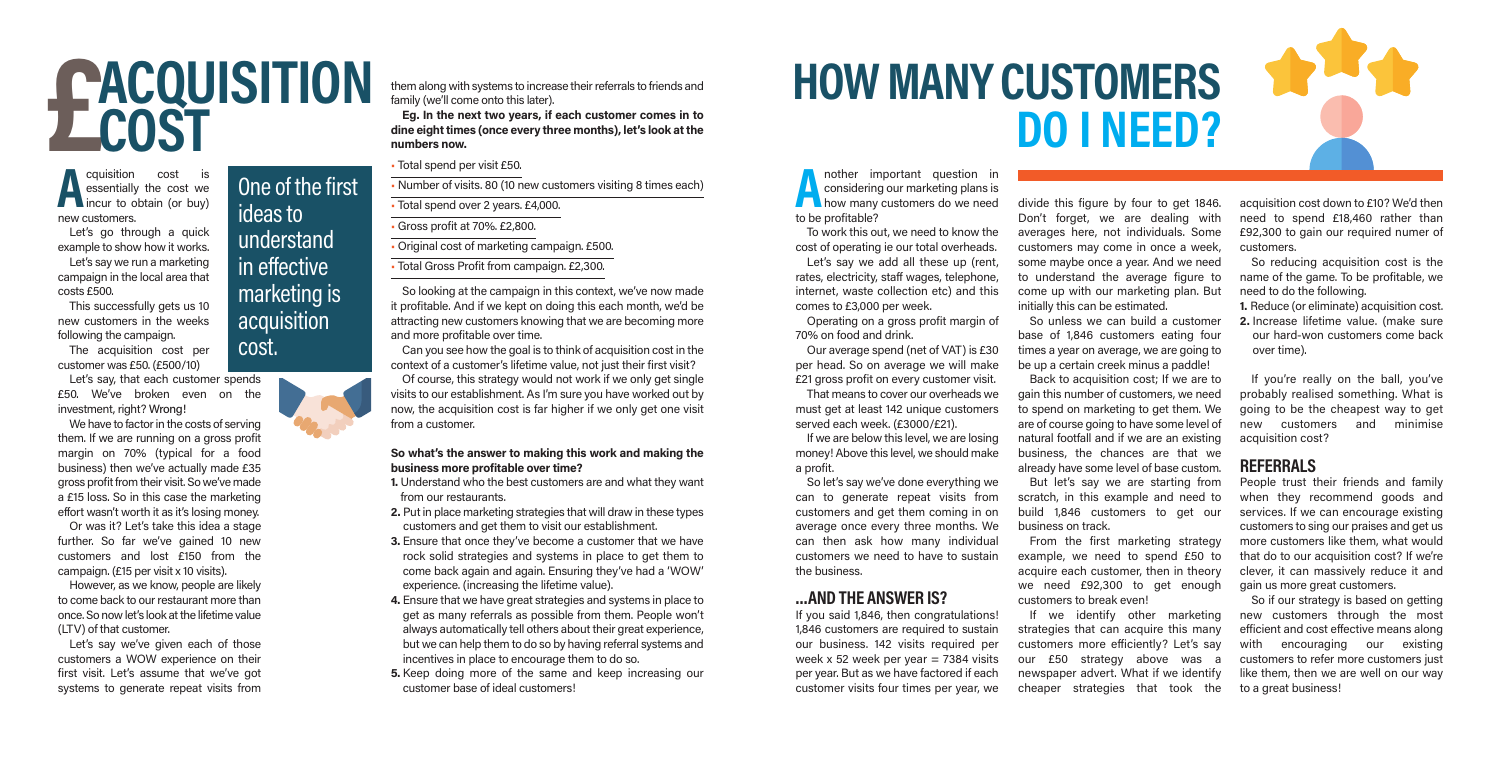# £ACQUISITION COST

Acquisition cost is essentially the cost we incur to obtain (or buy) new customers.

Let's go through a quick example to show how it works.

Let's say we run a marketing campaign in the local area that costs £500.

This successfully gets us 10 new customers in the weeks following the campaign.

The acquisition cost per customer was £50. (£500/10)

Let's say, that each customer spends £50. We've broken even on the investment, right? Wrong!

We have to factor in the costs of serving them. If we are running on a gross profit margin on 70% (typical for a food business) then we've actually made £35 gross profit from their visit. So we've made a £15 loss. So in this case the marketing effort wasn't worth it as it's losing money.

Or was it? Let's take this idea a stage further. So far we've gained 10 new customers and lost £150 from the campaign. (£15 per visit x 10 visits).

However, as we know, people are likely to come back to our restaurant more than once. So now let's look at the lifetime value (LTV) of that customer.

Let's say we've given each of those customers a WOW experience on their first visit. Let's assume that we've got systems to generate repeat visits from them along with systems to increase their referrals to friends and family (we'll come onto this later).

> One of the first ideas to understand in effective marketing is acquisition cost.

**Eg. In the next two years, if each customer comes in to dine eight times (once every three months), let's look at the numbers now.**

- Total spend per visit £50.
- Number of visits. 80 (10 new customers visiting 8 times each)
- Total spend over 2 years. £4,000.
- Gross profit at 70%. £2,800.
- Original cost of marketing campaign. £500.
- Total Gross Profit from campaign. £2,300.

So looking at the campaign in this context, we've now made it profitable. And if we kept on doing this each month, we'd be attracting new customers knowing that we are becoming more and more profitable over time.

Can you see how the goal is to think of acquisition cost in the context of a customer's lifetime value, not just their first visit?

Of course, this strategy would not work if we only get single visits to our establishment. As I'm sure you have worked out by now, the acquisition cost is far higher if we only get one visit from a customer.

**So what's the answer to making this work and making the business more profitable over time?**

1. Understand who the best customers are and what they want from our restaurants.
2. Put in place marketing strategies that will draw in these types customers and get them to visit our establishment.
3. Ensure that once they've become a customer that we have rock solid strategies and systems in place to get them to come back again and again. Ensuring they've had a 'WOW' experience. (increasing the lifetime value).
4. Ensure that we have great strategies and systems in place to get as many referrals as possible from them. People won't always automatically tell others about their great experience, but we can help them to do so by having referral systems and incentives in place to encourage them to do so.
5. Keep doing more of the same and keep increasing our customer base of ideal customers!

# HOW MANY CUSTOMERS DO I NEED?

Another important question in considering our marketing plans is how many customers do we need to be profitable?

To work this out, we need to know the cost of operating ie our total overheads.

Let's say we add all these up (rent, rates, electricity, staff wages, telephone, internet, waste collection etc) and this comes to £3,000 per week.

Operating on a gross profit margin of 70% on food and drink.

Our average spend (net of VAT) is £30 per head. So on average we will make £21 gross profit on every customer visit.

That means to cover our overheads we must get at least 142 unique customers served each week. (£3000/£21).

If we are below this level, we are losing money! Above this level, we should make a profit.

So let's say we've done everything we can to generate repeat visits from customers and get them coming in on average once every three months. We can then ask how many individual customers we need to have to sustain the business.

## ...AND THE ANSWER IS?

If you said 1,846, then congratulations! 1,846 customers are required to sustain our business. 142 visits required per week x 52 week per year = 7384 visits per year. But as we have factored if each customer visits four times per year, we divide this figure by four to get 1846. Don't forget, we are dealing with averages here, not individuals. Some customers may come in once a week, some maybe once a year. And we need to understand the average figure to come up with our marketing plan. But initially this can be estimated.

So unless we can build a customer base of 1,846 customers eating four times a year on average, we are going to be up a certain creek minus a paddle!

Back to acquisition cost; If we are to gain this number of customers, we need to spend on marketing to get them. We are of course going to have some level of natural footfall and if we are an existing business, the chances are that we already have some level of base custom.

But let's say we are starting from scratch, in this example and need to build 1,846 customers to get our business on track.

From the first marketing strategy example, we need to spend £50 to acquire each customer, then in theory we need £92,300 to get enough customers to break even!

If we identify other marketing strategies that can acquire this many customers more efficiently? Let's say our £50 strategy above was a newspaper advert. What if we identify cheaper strategies that took the acquisition cost down to £10? We'd then need to spend £18,460 rather than £92,300 to gain our required numer of customers.

So reducing acquisition cost is the name of the game. To be profitable, we need to do the following.

1. Reduce (or eliminate) acquisition cost.
2. Increase lifetime value. (make sure our hard-won customers come back over time).

If you're really on the ball, you've probably realised something. What is going to be the cheapest way to get new customers and minimise acquisition cost?

## REFERRALS

People trust their friends and family when they recommend goods and services. If we can encourage existing customers to sing our praises and get us more customers like them, what would that do to our acquisition cost? If we're clever, it can massively reduce it and gain us more great customers.

So if our strategy is based on getting new customers through the most efficient and cost effective means along with encouraging our existing customers to refer more customers just like them, then we are well on our way to a great business!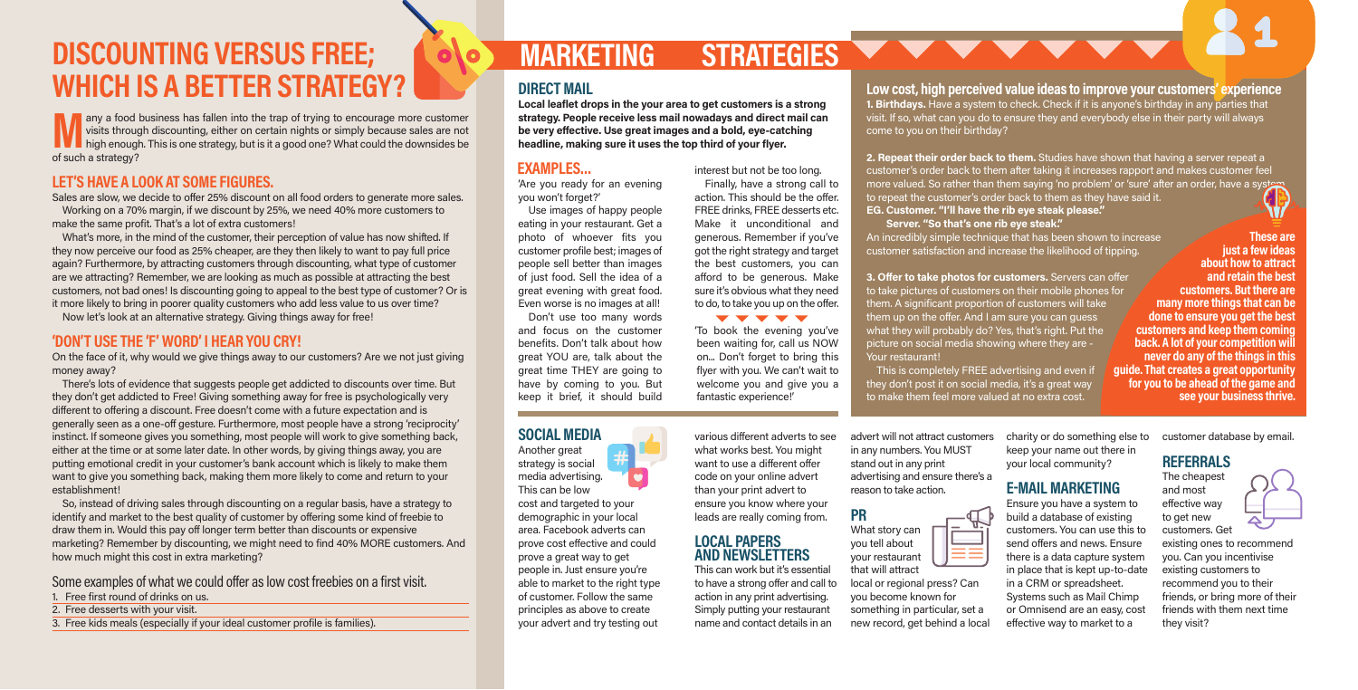# DISCOUNTING VERSUS FREE; WHICH IS A BETTER STRATEGY?

Many a food business has fallen into the trap of trying to encourage more customer visits through discounting, either on certain nights or simply because sales are not high enough. This is one strategy, but is it a good one? What could the downsides be of such a strategy?

## LET'S HAVE A LOOK AT SOME FIGURES.

Sales are slow, we decide to offer 25% discount on all food orders to generate more sales. Working on a 70% margin, if we discount by 25%, we need 40% more customers to make the same profit. That's a lot of extra customers!

What's more, in the mind of the customer, their perception of value has now shifted. If they now perceive our food as 25% cheaper, are they then likely to want to pay full price again? Furthermore, by attracting customers through discounting, what type of customer are we attracting? Remember, we are looking as much as possible at attracting the best customers, not bad ones! Is discounting going to appeal to the best type of customer? Or is it more likely to bring in poorer quality customers who add less value to us over time?

Now let's look at an alternative strategy. Giving things away for free!

## 'DON'T USE THE 'F' WORD' I HEAR YOU CRY!

On the face of it, why would we give things away to our customers? Are we not just giving money away?

There's lots of evidence that suggests people get addicted to discounts over time. But they don't get addicted to Free! Giving something away for free is psychologically very different to offering a discount. Free doesn't come with a future expectation and is generally seen as a one-off gesture. Furthermore, most people have a strong 'reciprocity' instinct. If someone gives you something, most people will work to give something back, either at the time or at some later date. In other words, by giving things away, you are putting emotional credit in your customer's bank account which is likely to make them want to give you something back, making them more likely to come and return to your establishment!

So, instead of driving sales through discounting on a regular basis, have a strategy to identify and market to the best quality of customer by offering some kind of freebie to draw them in. Would this pay off longer term better than discounts or expensive marketing? Remember by discounting, we might need to find 40% MORE customers. And how much might this cost in extra marketing?

Some examples of what we could offer as low cost freebies on a first visit.

1. Free first round of drinks on us.
2. Free desserts with your visit.
3. Free kids meals (especially if your ideal customer profile is families).

# MARKETING STRATEGIES

## DIRECT MAIL

**Local leaflet drops in the your area to get customers is a strong strategy. People receive less mail nowadays and direct mail can be very effective. Use great images and a bold, eye-catching headline, making sure it uses the top third of your flyer.**

### EXAMPLES...

'Are you ready for an evening you won't forget?'

Use images of happy people eating in your restaurant. Get a photo of whoever fits you customer profile best; images of people sell better than images of just food. Sell the idea of a great evening with great food. Even worse is no images at all!

Don't use too many words and focus on the customer benefits. Don't talk about how great YOU are, talk about the great time THEY are going to have by coming to you. But keep it brief, it should build interest but not be too long.

Finally, have a strong call to action. This should be the offer. FREE drinks, FREE desserts etc. Make it unconditional and generous. Remember if you've got the right strategy and target the best customers, you can afford to be generous. Make sure it's obvious what they need to do, to take you up on the offer.

'To book the evening you've been waiting for, call us NOW on... Don't forget to bring this flyer with you. We can't wait to welcome you and give you a fantastic experience!'

## Low cost, high perceived value ideas to improve your customers' experience

**1. Birthdays.** Have a system to check. Check if it is anyone's birthday in any parties that visit. If so, what can you do to ensure they and everybody else in their party will always come to you on their birthday?

**2. Repeat their order back to them.** Studies have shown that having a server repeat a customer's order back to them after taking it increases rapport and makes customer feel more valued. So rather than them saying 'no problem' or 'sure' after an order, have a system to repeat the customer's order back to them as they have said it.

**EG. Customer. "I'll have the rib eye steak please."**
**Server. "So that's one rib eye steak."**

An incredibly simple technique that has been shown to increase customer satisfaction and increase the likelihood of tipping.

**3. Offer to take photos for customers.** Servers can offer to take pictures of customers on their mobile phones for them. A significant proportion of customers will take them up on the offer. And I am sure you can guess what they will probably do? Yes, that's right. Put the picture on social media showing where they are - Your restaurant!

This is completely FREE advertising and even if they don't post it on social media, it's a great way to make them feel more valued at no extra cost.

**These are just a few ideas about how to attract and retain the best customers. But there are many more things that can be done to ensure you get the best customers and keep them coming back. A lot of your competition will never do any of the things in this guide. That creates a great opportunity for you to be ahead of the game and see your business thrive.**

## SOCIAL MEDIA

Another great strategy is social media advertising. This can be low cost and targeted to your demographic in your local area. Facebook adverts can prove cost effective and could prove a great way to get people in. Just ensure you're able to market to the right type of customer. Follow the same principles as above to create your advert and try testing out various different adverts to see what works best. You might want to use a different offer code on your online advert than your print advert to ensure you know where your leads are really coming from.

## LOCAL PAPERS AND NEWSLETTERS

This can work but it's essential to have a strong offer and call to action in any print advertising. Simply putting your restaurant name and contact details in an advert will not attract customers in any numbers. You MUST stand out in any print advertising and ensure there's a reason to take action.

## PR

What story can you tell about your restaurant that will attract local or regional press? Can you become known for something in particular, set a new record, get behind a local charity or do something else to keep your name out there in your local community?

## E-MAIL MARKETING

Ensure you have a system to build a database of existing customers. You can use this to send offers and news. Ensure there is a data capture system in place that is kept up-to-date in a CRM or spreadsheet. Systems such as Mail Chimp or Omnisend are an easy, cost effective way to market to a customer database by email.

## REFERRALS

The cheapest and most effective way to get new customers. Get existing ones to recommend you. Can you incentivise existing customers to recommend you to their friends, or bring more of their friends with them next time they visit?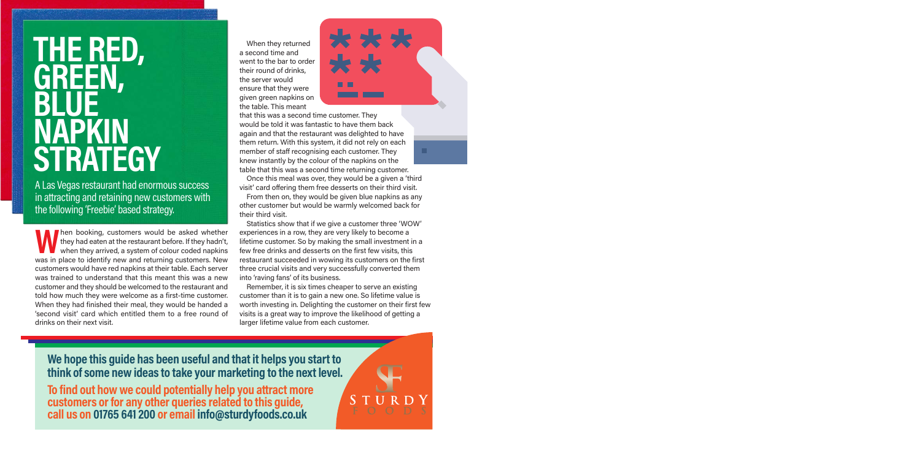# THE RED, GREEN, BLUE NAPKIN STRATEGY

A Las Vegas restaurant had enormous success in attracting and retaining new customers with the following 'Freebie' based strategy.

When booking, customers would be asked whether they had eaten at the restaurant before. If they hadn't, when they arrived, a system of colour coded napkins was in place to identify new and returning customers. New customers would have red napkins at their table. Each server was trained to understand that this meant this was a new customer and they should be welcomed to the restaurant and told how much they were welcome as a first-time customer. When they had finished their meal, they would be handed a 'second visit' card which entitled them to a free round of drinks on their next visit.

When they returned a second time and went to the bar to order their round of drinks, the server would ensure that they were given green napkins on the table. This meant that this was a second time customer. They would be told it was fantastic to have them back again and that the restaurant was delighted to have them return. With this system, it did not rely on each member of staff recognising each customer. They knew instantly by the colour of the napkins on the table that this was a second time returning customer.

Once this meal was over, they would be a given a 'third visit' card offering them free desserts on their third visit.

From then on, they would be given blue napkins as any other customer but would be warmly welcomed back for their third visit.

Statistics show that if we give a customer three 'WOW' experiences in a row, they are very likely to become a lifetime customer. So by making the small investment in a few free drinks and desserts on the first few visits, this restaurant succeeded in wowing its customers on the first three crucial visits and very successfully converted them into 'raving fans' of its business.

Remember, it is six times cheaper to serve an existing customer than it is to gain a new one. So lifetime value is worth investing in. Delighting the customer on their first few visits is a great way to improve the likelihood of getting a larger lifetime value from each customer.

**We hope this guide has been useful and that it helps you start to think of some new ideas to take your marketing to the next level.**

**To find out how we could potentially help you attract more customers or for any other queries related to this guide, call us on 01765 641 200 or email info@sturdyfoods.co.uk**

STURDY FOODS